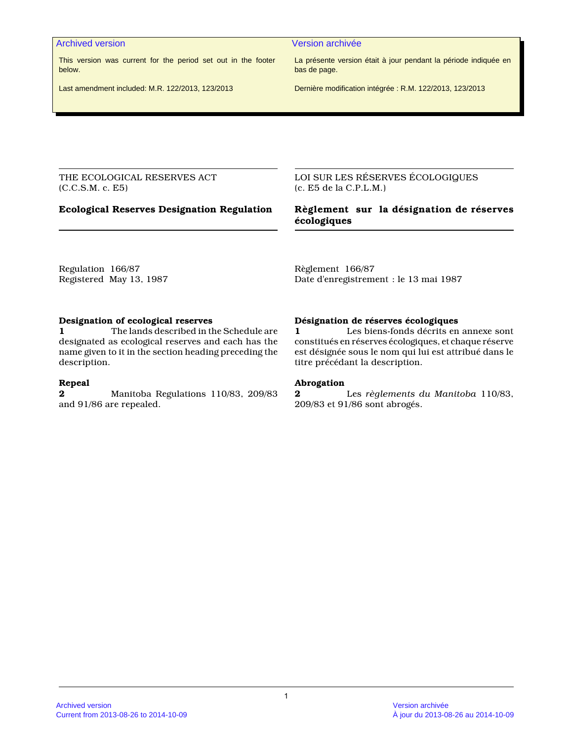**Archived version**

This version was current for the period set out in the footer below.

Last amendment included: M.R. 122/2013, 123/2013

**Version archivée**

La présente version était à jour pendant la période indiquée en bas de page.

Dernière modification intégrée : R.M. 122/2013, 123/2013

THE ECOLOGICAL RESERVES ACT
(C.C.S.M. c. E5)

# Ecological Reserves Designation Regulation

Regulation 166/87
Registered May 13, 1987

### Designation of ecological reserves

**1** The lands described in the Schedule are designated as ecological reserves and each has the name given to it in the section heading preceding the description.

### Repeal

**2** Manitoba Regulations 110/83, 209/83 and 91/86 are repealed.

LOI SUR LES RÉSERVES ÉCOLOGIQUES
(c. E5 de la C.P.L.M.)

# Règlement sur la désignation de réserves écologiques

Règlement 166/87
Date d'enregistrement : le 13 mai 1987

### Désignation de réserves écologiques

**1** Les biens-fonds décrits en annexe sont constitués en réserves écologiques, et chaque réserve est désignée sous le nom qui lui est attribué dans le titre précédant la description.

### Abrogation

**2** Les *règlements du Manitoba* 110/83, 209/83 et 91/86 sont abrogés.

Archived version
Current from 2013-08-26 to 2014-10-09

Version archivée
À jour du 2013-08-26 au 2014-10-09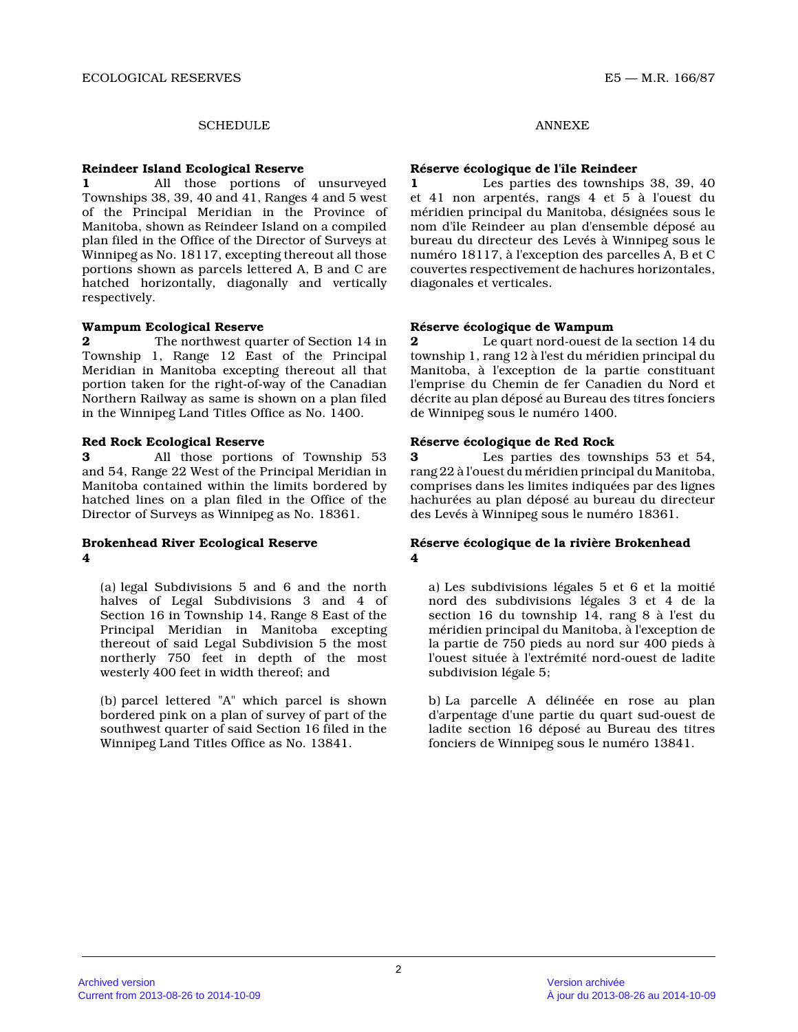## SCHEDULE

**Reindeer Island Ecological Reserve**

**1** All those portions of unsurveyed Townships 38, 39, 40 and 41, Ranges 4 and 5 west of the Principal Meridian in the Province of Manitoba, shown as Reindeer Island on a compiled plan filed in the Office of the Director of Surveys at Winnipeg as No. 18117, excepting thereout all those portions shown as parcels lettered A, B and C are hatched horizontally, diagonally and vertically respectively.

**Wampum Ecological Reserve**

**2** The northwest quarter of Section 14 in Township 1, Range 12 East of the Principal Meridian in Manitoba excepting thereout all that portion taken for the right-of-way of the Canadian Northern Railway as same is shown on a plan filed in the Winnipeg Land Titles Office as No. 1400.

**Red Rock Ecological Reserve**

**3** All those portions of Township 53 and 54, Range 22 West of the Principal Meridian in Manitoba contained within the limits bordered by hatched lines on a plan filed in the Office of the Director of Surveys as Winnipeg as No. 18361.

**Brokenhead River Ecological Reserve**

**4**

(a) legal Subdivisions 5 and 6 and the north halves of Legal Subdivisions 3 and 4 of Section 16 in Township 14, Range 8 East of the Principal Meridian in Manitoba excepting thereout of said Legal Subdivision 5 the most northerly 750 feet in depth of the most westerly 400 feet in width thereof; and

(b) parcel lettered "A" which parcel is shown bordered pink on a plan of survey of part of the southwest quarter of said Section 16 filed in the Winnipeg Land Titles Office as No. 13841.

## ANNEXE

**Réserve écologique de l'île Reindeer**

**1** Les parties des townships 38, 39, 40 et 41 non arpentés, rangs 4 et 5 à l'ouest du méridien principal du Manitoba, désignées sous le nom d'île Reindeer au plan d'ensemble déposé au bureau du directeur des Levés à Winnipeg sous le numéro 18117, à l'exception des parcelles A, B et C couvertes respectivement de hachures horizontales, diagonales et verticales.

**Réserve écologique de Wampum**

**2** Le quart nord-ouest de la section 14 du township 1, rang 12 à l'est du méridien principal du Manitoba, à l'exception de la partie constituant l'emprise du Chemin de fer Canadien du Nord et décrite au plan déposé au Bureau des titres fonciers de Winnipeg sous le numéro 1400.

**Réserve écologique de Red Rock**

**3** Les parties des townships 53 et 54, rang 22 à l'ouest du méridien principal du Manitoba, comprises dans les limites indiquées par des lignes hachurées au plan déposé au bureau du directeur des Levés à Winnipeg sous le numéro 18361.

**Réserve écologique de la rivière Brokenhead**

**4**

a) Les subdivisions légales 5 et 6 et la moitié nord des subdivisions légales 3 et 4 de la section 16 du township 14, rang 8 à l'est du méridien principal du Manitoba, à l'exception de la partie de 750 pieds au nord sur 400 pieds à l'ouest située à l'extrémité nord-ouest de ladite subdivision légale 5;

b) La parcelle A délinéée en rose au plan d'arpentage d'une partie du quart sud-ouest de ladite section 16 déposé au Bureau des titres fonciers de Winnipeg sous le numéro 13841.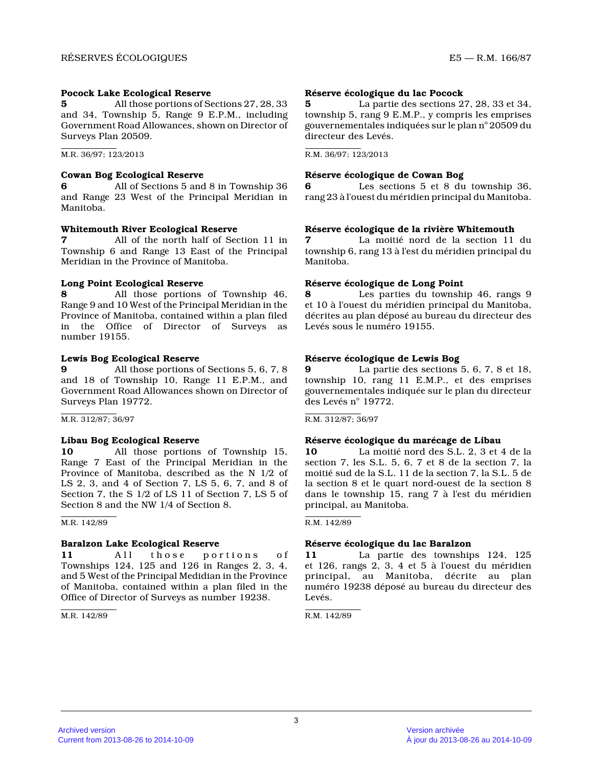**Pocock Lake Ecological Reserve**

**5** All those portions of Sections 27, 28, 33 and 34, Township 5, Range 9 E.P.M., including Government Road Allowances, shown on Director of Surveys Plan 20509.

M.R. 36/97; 123/2013

**Cowan Bog Ecological Reserve**

**6** All of Sections 5 and 8 in Township 36 and Range 23 West of the Principal Meridian in Manitoba.

**Whitemouth River Ecological Reserve**

**7** All of the north half of Section 11 in Township 6 and Range 13 East of the Principal Meridian in the Province of Manitoba.

**Long Point Ecological Reserve**

**8** All those portions of Township 46, Range 9 and 10 West of the Principal Meridian in the Province of Manitoba, contained within a plan filed in the Office of Director of Surveys as number 19155.

**Lewis Bog Ecological Reserve**

**9** All those portions of Sections 5, 6, 7, 8 and 18 of Township 10, Range 11 E.P.M., and Government Road Allowances shown on Director of Surveys Plan 19772.

M.R. 312/87; 36/97

**Libau Bog Ecological Reserve**

**10** All those portions of Township 15, Range 7 East of the Principal Meridian in the Province of Manitoba, described as the N 1/2 of LS 2, 3, and 4 of Section 7, LS 5, 6, 7, and 8 of Section 7, the S 1/2 of LS 11 of Section 7, LS 5 of Section 8 and the NW 1/4 of Section 8.

M.R. 142/89

**Baralzon Lake Ecological Reserve**

**11** All those portions of Townships 124, 125 and 126 in Ranges 2, 3, 4, and 5 West of the Principal Medidian in the Province of Manitoba, contained within a plan filed in the Office of Director of Surveys as number 19238.

M.R. 142/89

**Réserve écologique du lac Pocock**

**5** La partie des sections 27, 28, 33 et 34, township 5, rang 9 E.M.P., y compris les emprises gouvernementales indiquées sur le plan nº 20509 du directeur des Levés.

R.M. 36/97; 123/2013

**Réserve écologique de Cowan Bog**

**6** Les sections 5 et 8 du township 36, rang 23 à l'ouest du méridien principal du Manitoba.

**Réserve écologique de la rivière Whitemouth**

**7** La moitié nord de la section 11 du township 6, rang 13 à l'est du méridien principal du Manitoba.

**Réserve écologique de Long Point**

**8** Les parties du township 46, rangs 9 et 10 à l'ouest du méridien principal du Manitoba, décrites au plan déposé au bureau du directeur des Levés sous le numéro 19155.

**Réserve écologique de Lewis Bog**

**9** La partie des sections 5, 6, 7, 8 et 18, township 10, rang 11 E.M.P., et des emprises gouvernementales indiquée sur le plan du directeur des Levés nº 19772.

R.M. 312/87; 36/97

**Réserve écologique du marécage de Libau**

**10** La moitié nord des S.L. 2, 3 et 4 de la section 7, les S.L. 5, 6, 7 et 8 de la section 7, la moitié sud de la S.L. 11 de la section 7, la S.L. 5 de la section 8 et le quart nord-ouest de la section 8 dans le township 15, rang 7 à l'est du méridien principal, au Manitoba.

R.M. 142/89

**Réserve écologique du lac Baralzon**

**11** La partie des townships 124, 125 et 126, rangs 2, 3, 4 et 5 à l'ouest du méridien principal, au Manitoba, décrite au plan numéro 19238 déposé au bureau du directeur des Levés.

R.M. 142/89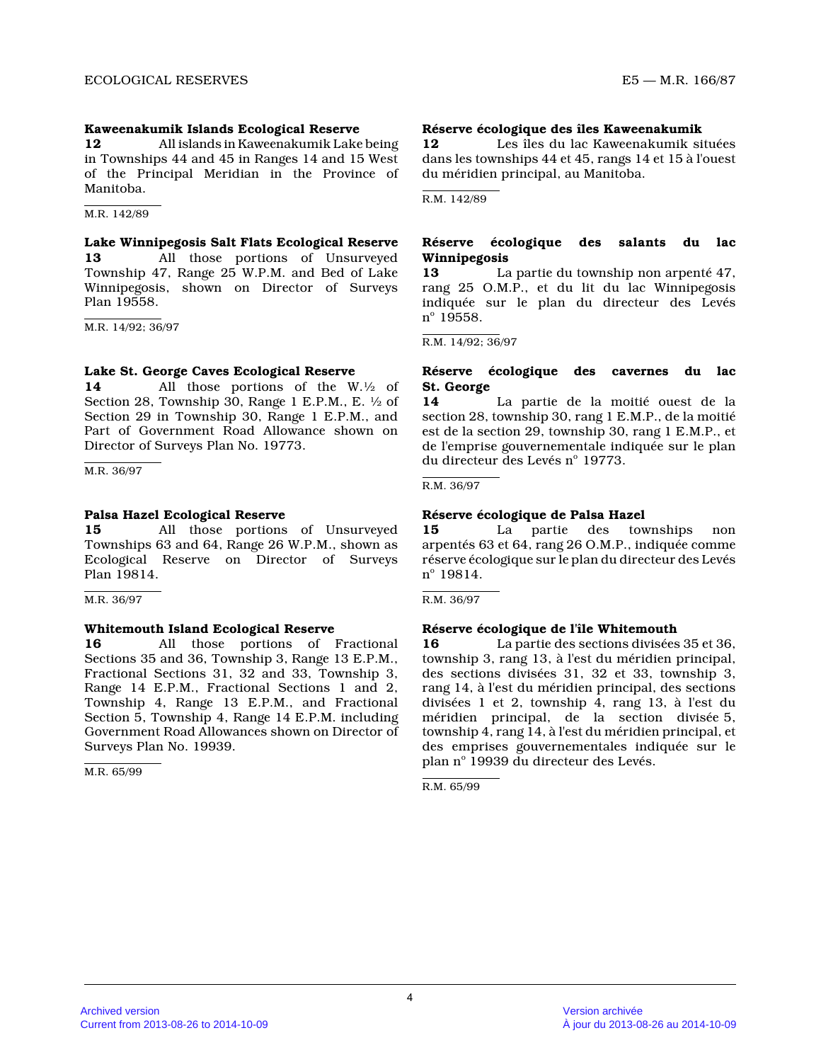**Kaweenakumik Islands Ecological Reserve**

**12** All islands in Kaweenakumik Lake being in Townships 44 and 45 in Ranges 14 and 15 West of the Principal Meridian in the Province of Manitoba.

M.R. 142/89

**Lake Winnipegosis Salt Flats Ecological Reserve**

**13** All those portions of Unsurveyed Township 47, Range 25 W.P.M. and Bed of Lake Winnipegosis, shown on Director of Surveys Plan 19558.

M.R. 14/92; 36/97

**Lake St. George Caves Ecological Reserve**

**14** All those portions of the W.½ of Section 28, Township 30, Range 1 E.P.M., E. ½ of Section 29 in Township 30, Range 1 E.P.M., and Part of Government Road Allowance shown on Director of Surveys Plan No. 19773.

M.R. 36/97

**Palsa Hazel Ecological Reserve**

**15** All those portions of Unsurveyed Townships 63 and 64, Range 26 W.P.M., shown as Ecological Reserve on Director of Surveys Plan 19814.

M.R. 36/97

**Whitemouth Island Ecological Reserve**

**16** All those portions of Fractional Sections 35 and 36, Township 3, Range 13 E.P.M., Fractional Sections 31, 32 and 33, Township 3, Range 14 E.P.M., Fractional Sections 1 and 2, Township 4, Range 13 E.P.M., and Fractional Section 5, Township 4, Range 14 E.P.M. including Government Road Allowances shown on Director of Surveys Plan No. 19939.

M.R. 65/99

**Réserve écologique des îles Kaweenakumik**

**12** Les îles du lac Kaweenakumik situées dans les townships 44 et 45, rangs 14 et 15 à l'ouest du méridien principal, au Manitoba.

R.M. 142/89

**Réserve écologique des salants du lac Winnipegosis**

**13** La partie du township non arpenté 47, rang 25 O.M.P., et du lit du lac Winnipegosis indiquée sur le plan du directeur des Levés n° 19558.

R.M. 14/92; 36/97

**Réserve écologique des cavernes du lac St. George**

**14** La partie de la moitié ouest de la section 28, township 30, rang 1 E.M.P., de la moitié est de la section 29, township 30, rang 1 E.M.P., et de l'emprise gouvernementale indiquée sur le plan du directeur des Levés n° 19773.

R.M. 36/97

**Réserve écologique de Palsa Hazel**

**15** La partie des townships non arpentés 63 et 64, rang 26 O.M.P., indiquée comme réserve écologique sur le plan du directeur des Levés n° 19814.

R.M. 36/97

**Réserve écologique de l'île Whitemouth**

**16** La partie des sections divisées 35 et 36, township 3, rang 13, à l'est du méridien principal, des sections divisées 31, 32 et 33, township 3, rang 14, à l'est du méridien principal, des sections divisées 1 et 2, township 4, rang 13, à l'est du méridien principal, de la section divisée 5, township 4, rang 14, à l'est du méridien principal, et des emprises gouvernementales indiquée sur le plan n° 19939 du directeur des Levés.

R.M. 65/99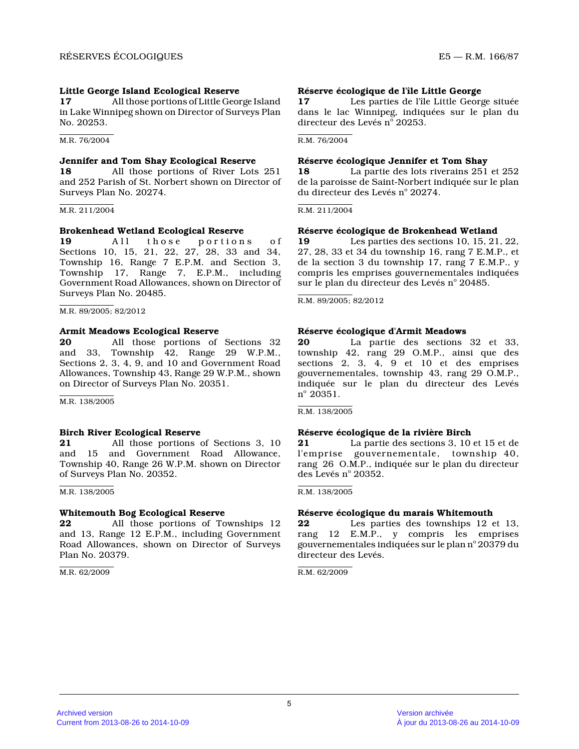**Little George Island Ecological Reserve**

**17** All those portions of Little George Island in Lake Winnipeg shown on Director of Surveys Plan No. 20253.

M.R. 76/2004

**Jennifer and Tom Shay Ecological Reserve**

**18** All those portions of River Lots 251 and 252 Parish of St. Norbert shown on Director of Surveys Plan No. 20274.

M.R. 211/2004

**Brokenhead Wetland Ecological Reserve**

**19** All those portions of Sections 10, 15, 21, 22, 27, 28, 33 and 34, Township 16, Range 7 E.P.M. and Section 3, Township 17, Range 7, E.P.M., including Government Road Allowances, shown on Director of Surveys Plan No. 20485.

M.R. 89/2005; 82/2012

**Armit Meadows Ecological Reserve**

**20** All those portions of Sections 32 and 33, Township 42, Range 29 W.P.M., Sections 2, 3, 4, 9, and 10 and Government Road Allowances, Township 43, Range 29 W.P.M., shown on Director of Surveys Plan No. 20351.

M.R. 138/2005

**Birch River Ecological Reserve**

**21** All those portions of Sections 3, 10 and 15 and Government Road Allowance, Township 40, Range 26 W.P.M. shown on Director of Surveys Plan No. 20352.

M.R. 138/2005

**Whitemouth Bog Ecological Reserve**

**22** All those portions of Townships 12 and 13, Range 12 E.P.M., including Government Road Allowances, shown on Director of Surveys Plan No. 20379.

M.R. 62/2009

**Réserve écologique de l'île Little George**

**17** Les parties de l'île Little George située dans le lac Winnipeg, indiquées sur le plan du directeur des Levés n<sup>o</sup> 20253.

R.M. 76/2004

**Réserve écologique Jennifer et Tom Shay**

**18** La partie des lots riverains 251 et 252 de la paroisse de Saint-Norbert indiquée sur le plan du directeur des Levés n<sup>o</sup> 20274.

R.M. 211/2004

**Réserve écologique de Brokenhead Wetland**

**19** Les parties des sections 10, 15, 21, 22, 27, 28, 33 et 34 du township 16, rang 7 E.M.P., et de la section 3 du township 17, rang 7 E.M.P., y compris les emprises gouvernementales indiquées sur le plan du directeur des Levés n<sup>o</sup> 20485.

R.M. 89/2005; 82/2012

**Réserve écologique d'Armit Meadows**

**20** La partie des sections 32 et 33, township 42, rang 29 O.M.P., ainsi que des sections 2, 3, 4, 9 et 10 et des emprises gouvernementales, township 43, rang 29 O.M.P., indiquée sur le plan du directeur des Levés n<sup>o</sup> 20351.

R.M. 138/2005

**Réserve écologique de la rivière Birch**

**21** La partie des sections 3, 10 et 15 et de l'emprise gouvernementale, township 40, rang 26 O.M.P., indiquée sur le plan du directeur des Levés n<sup>o</sup> 20352.

R.M. 138/2005

**Réserve écologique du marais Whitemouth**

**22** Les parties des townships 12 et 13, rang 12 E.M.P., y compris les emprises gouvernementales indiquées sur le plan n<sup>o</sup> 20379 du directeur des Levés.

R.M. 62/2009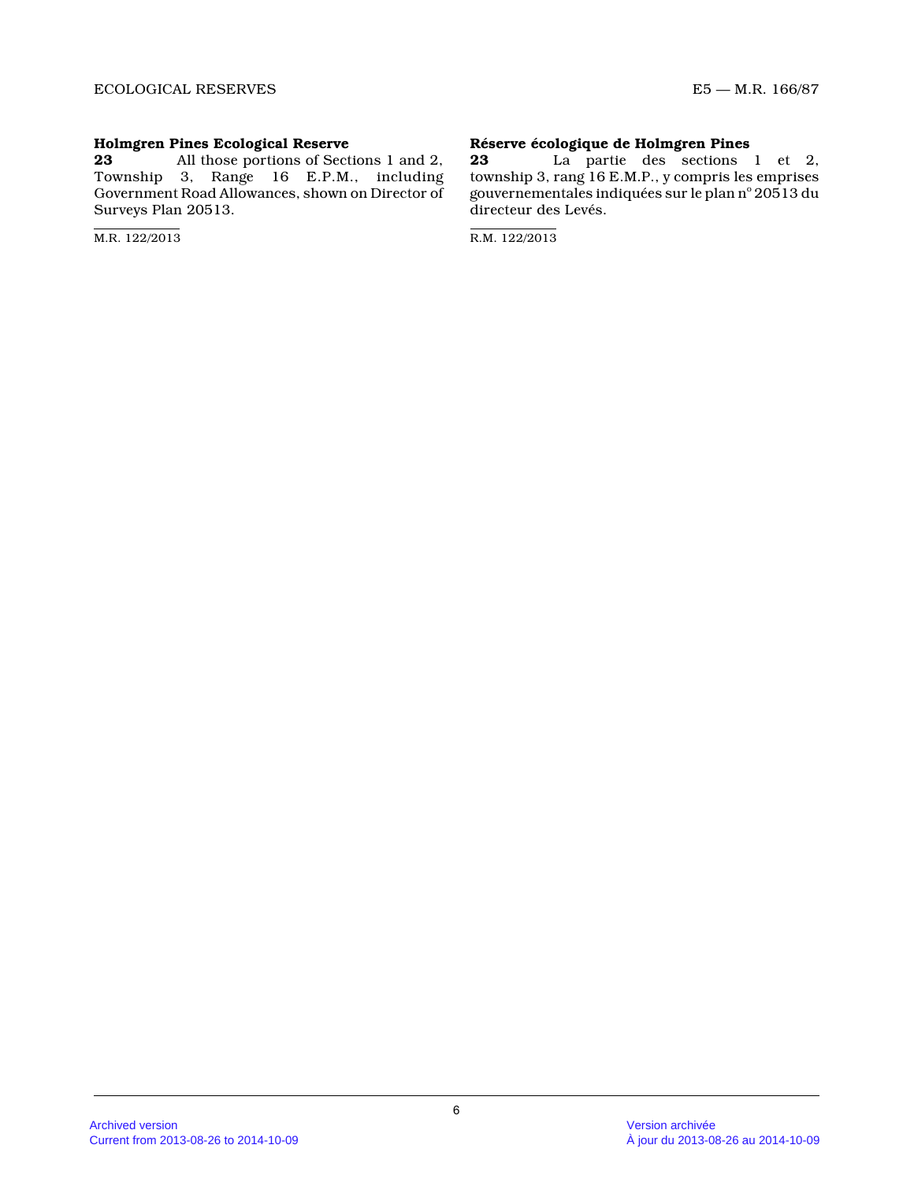**Holmgren Pines Ecological Reserve**

**23** All those portions of Sections 1 and 2, Township 3, Range 16 E.P.M., including Government Road Allowances, shown on Director of Surveys Plan 20513.

M.R. 122/2013

**Réserve écologique de Holmgren Pines**

**23** La partie des sections 1 et 2, township 3, rang 16 E.M.P., y compris les emprises gouvernementales indiquées sur le plan nº 20513 du directeur des Levés.

R.M. 122/2013

Archived version
Current from 2013-08-26 to 2014-10-09

Version archivée
À jour du 2013-08-26 au 2014-10-09